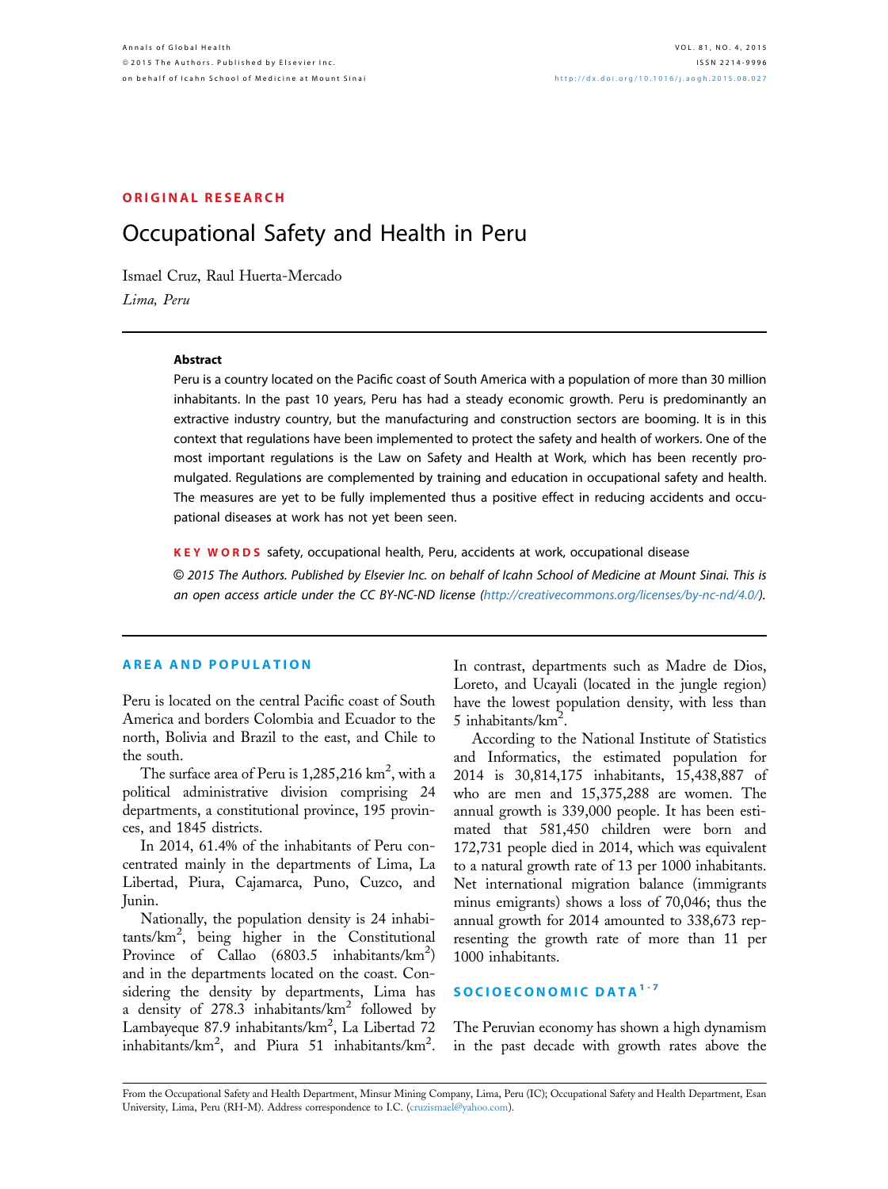ORIGINAL RESEARCH

# Occupational Safety and Health in Peru

Ismael Cruz, Raul Huerta-Mercado

*Lima, Peru*

**Abstract**

Peru is a country located on the Pacific coast of South America with a population of more than 30 million inhabitants. In the past 10 years, Peru has had a steady economic growth. Peru is predominantly an extractive industry country, but the manufacturing and construction sectors are booming. It is in this context that regulations have been implemented to protect the safety and health of workers. One of the most important regulations is the Law on Safety and Health at Work, which has been recently promulgated. Regulations are complemented by training and education in occupational safety and health. The measures are yet to be fully implemented thus a positive effect in reducing accidents and occupational diseases at work has not yet been seen.

**KEY WORDS** safety, occupational health, Peru, accidents at work, occupational disease

*© 2015 The Authors. Published by Elsevier Inc. on behalf of Icahn School of Medicine at Mount Sinai. This is an open access article under the CC BY-NC-ND license (http://creativecommons.org/licenses/by-nc-nd/4.0/).*

## AREA AND POPULATION

Peru is located on the central Pacific coast of South America and borders Colombia and Ecuador to the north, Bolivia and Brazil to the east, and Chile to the south.

The surface area of Peru is 1,285,216 km$^2$, with a political administrative division comprising 24 departments, a constitutional province, 195 provinces, and 1845 districts.

In 2014, 61.4% of the inhabitants of Peru concentrated mainly in the departments of Lima, La Libertad, Piura, Cajamarca, Puno, Cuzco, and Junin.

Nationally, the population density is 24 inhabitants/km$^2$, being higher in the Constitutional Province of Callao (6803.5 inhabitants/km$^2$) and in the departments located on the coast. Considering the density by departments, Lima has a density of 278.3 inhabitants/km$^2$ followed by Lambayeque 87.9 inhabitants/km$^2$, La Libertad 72 inhabitants/km$^2$, and Piura 51 inhabitants/km$^2$. In contrast, departments such as Madre de Dios, Loreto, and Ucayali (located in the jungle region) have the lowest population density, with less than 5 inhabitants/km$^2$.

According to the National Institute of Statistics and Informatics, the estimated population for 2014 is 30,814,175 inhabitants, 15,438,887 of who are men and 15,375,288 are women. The annual growth is 339,000 people. It has been estimated that 581,450 children were born and 172,731 people died in 2014, which was equivalent to a natural growth rate of 13 per 1000 inhabitants. Net international migration balance (immigrants minus emigrants) shows a loss of 70,046; thus the annual growth for 2014 amounted to 338,673 representing the growth rate of more than 11 per 1000 inhabitants.

## SOCIOECONOMIC DATA[1-7]

The Peruvian economy has shown a high dynamism in the past decade with growth rates above the

From the Occupational Safety and Health Department, Minsur Mining Company, Lima, Peru (IC); Occupational Safety and Health Department, Esan University, Lima, Peru (RH-M). Address correspondence to I.C. (cruzismael@yahoo.com).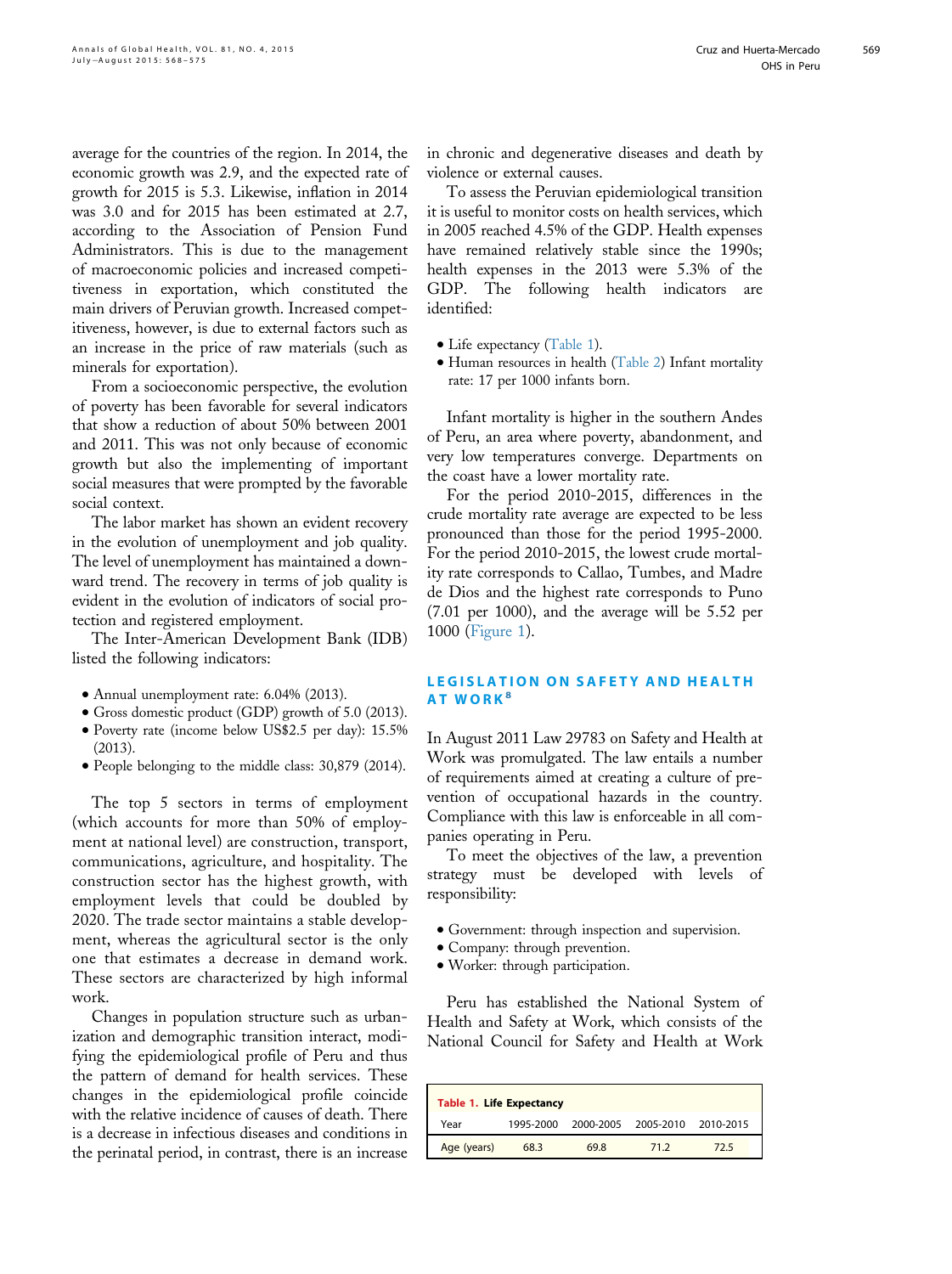average for the countries of the region. In 2014, the economic growth was 2.9, and the expected rate of growth for 2015 is 5.3. Likewise, inflation in 2014 was 3.0 and for 2015 has been estimated at 2.7, according to the Association of Pension Fund Administrators. This is due to the management of macroeconomic policies and increased competitiveness in exportation, which constituted the main drivers of Peruvian growth. Increased competitiveness, however, is due to external factors such as an increase in the price of raw materials (such as minerals for exportation).

From a socioeconomic perspective, the evolution of poverty has been favorable for several indicators that show a reduction of about 50% between 2001 and 2011. This was not only because of economic growth but also the implementing of important social measures that were prompted by the favorable social context.

The labor market has shown an evident recovery in the evolution of unemployment and job quality. The level of unemployment has maintained a downward trend. The recovery in terms of job quality is evident in the evolution of indicators of social protection and registered employment.

The Inter-American Development Bank (IDB) listed the following indicators:

- Annual unemployment rate: 6.04% (2013).
- Gross domestic product (GDP) growth of 5.0 (2013).
- Poverty rate (income below US$2.5 per day): 15.5% (2013).
- People belonging to the middle class: 30,879 (2014).

The top 5 sectors in terms of employment (which accounts for more than 50% of employment at national level) are construction, transport, communications, agriculture, and hospitality. The construction sector has the highest growth, with employment levels that could be doubled by 2020. The trade sector maintains a stable development, whereas the agricultural sector is the only one that estimates a decrease in demand work. These sectors are characterized by high informal work.

Changes in population structure such as urbanization and demographic transition interact, modifying the epidemiological profile of Peru and thus the pattern of demand for health services. These changes in the epidemiological profile coincide with the relative incidence of causes of death. There is a decrease in infectious diseases and conditions in the perinatal period, in contrast, there is an increase in chronic and degenerative diseases and death by violence or external causes.

To assess the Peruvian epidemiological transition it is useful to monitor costs on health services, which in 2005 reached 4.5% of the GDP. Health expenses have remained relatively stable since the 1990s; health expenses in the 2013 were 5.3% of the GDP. The following health indicators are identified:

- Life expectancy (Table 1).
- Human resources in health (Table 2) Infant mortality rate: 17 per 1000 infants born.

Infant mortality is higher in the southern Andes of Peru, an area where poverty, abandonment, and very low temperatures converge. Departments on the coast have a lower mortality rate.

For the period 2010-2015, differences in the crude mortality rate average are expected to be less pronounced than those for the period 1995-2000. For the period 2010-2015, the lowest crude mortality rate corresponds to Callao, Tumbes, and Madre de Dios and the highest rate corresponds to Puno (7.01 per 1000), and the average will be 5.52 per 1000 (Figure 1).

## LEGISLATION ON SAFETY AND HEALTH AT WORK[8]

In August 2011 Law 29783 on Safety and Health at Work was promulgated. The law entails a number of requirements aimed at creating a culture of prevention of occupational hazards in the country. Compliance with this law is enforceable in all companies operating in Peru.

To meet the objectives of the law, a prevention strategy must be developed with levels of responsibility:

- Government: through inspection and supervision.
- Company: through prevention.
- Worker: through participation.

Peru has established the National System of Health and Safety at Work, which consists of the National Council for Safety and Health at Work

**Table 1. Life Expectancy**

| Year | 1995-2000 | 2000-2005 | 2005-2010 | 2010-2015 |
|---|---|---|---|---|
| Age (years) | 68.3 | 69.8 | 71.2 | 72.5 |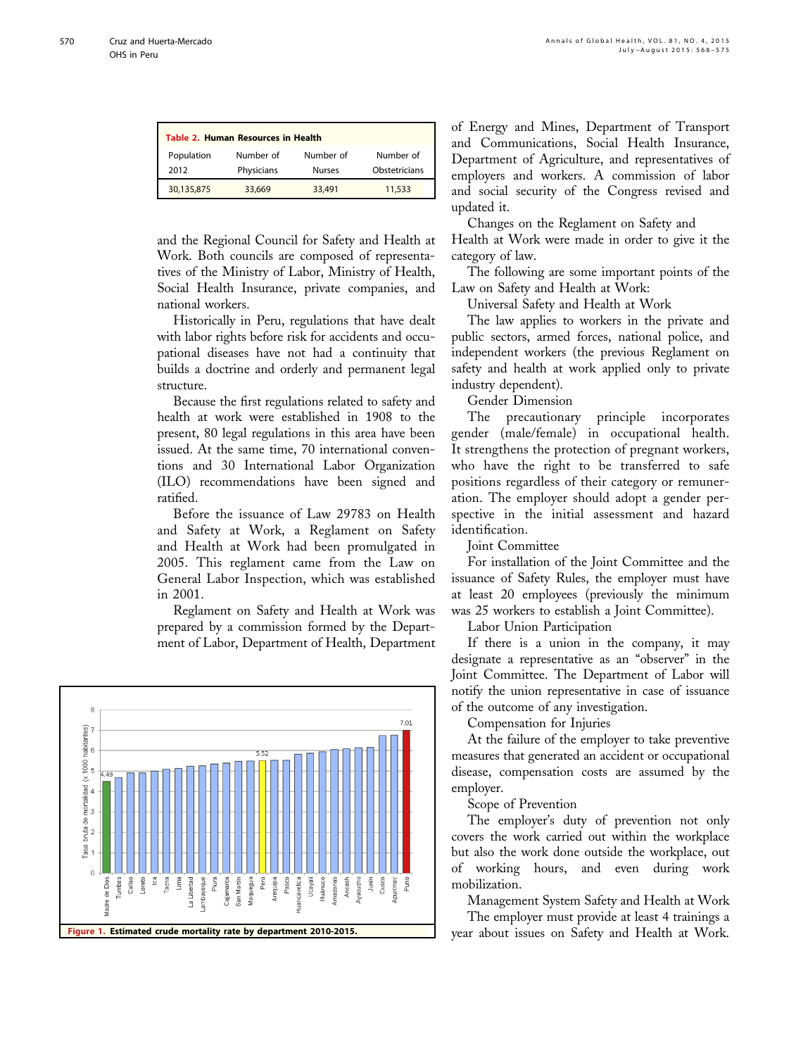**Table 2. Human Resources in Health**

| Population 2012 | Number of Physicians | Number of Nurses | Number of Obstetricians |
|---|---|---|---|
| 30,135,875 | 33,669 | 33,491 | 11,533 |

and the Regional Council for Safety and Health at Work. Both councils are composed of representatives of the Ministry of Labor, Ministry of Health, Social Health Insurance, private companies, and national workers.

Historically in Peru, regulations that have dealt with labor rights before risk for accidents and occupational diseases have not had a continuity that builds a doctrine and orderly and permanent legal structure.

Because the first regulations related to safety and health at work were established in 1908 to the present, 80 legal regulations in this area have been issued. At the same time, 70 international conventions and 30 International Labor Organization (ILO) recommendations have been signed and ratified.

Before the issuance of Law 29783 on Health and Safety at Work, a Reglament on Safety and Health at Work had been promulgated in 2005. This reglament came from the Law on General Labor Inspection, which was established in 2001.

Reglament on Safety and Health at Work was prepared by a commission formed by the Department of Labor, Department of Health, Department of Energy and Mines, Department of Transport and Communications, Social Health Insurance, Department of Agriculture, and representatives of employers and workers. A commission of labor and social security of the Congress revised and updated it.

**Figure 1. Estimated crude mortality rate by department 2010-2015.**

Changes on the Reglament on Safety and Health at Work were made in order to give it the category of law.

The following are some important points of the Law on Safety and Health at Work:

Universal Safety and Health at Work

The law applies to workers in the private and public sectors, armed forces, national police, and independent workers (the previous Reglament on safety and health at work applied only to private industry dependent).

Gender Dimension

The precautionary principle incorporates gender (male/female) in occupational health. It strengthens the protection of pregnant workers, who have the right to be transferred to safe positions regardless of their category or remuneration. The employer should adopt a gender perspective in the initial assessment and hazard identification.

Joint Committee

For installation of the Joint Committee and the issuance of Safety Rules, the employer must have at least 20 employees (previously the minimum was 25 workers to establish a Joint Committee).

Labor Union Participation

If there is a union in the company, it may designate a representative as an "observer" in the Joint Committee. The Department of Labor will notify the union representative in case of issuance of the outcome of any investigation.

Compensation for Injuries

At the failure of the employer to take preventive measures that generated an accident or occupational disease, compensation costs are assumed by the employer.

Scope of Prevention

The employer's duty of prevention not only covers the work carried out within the workplace but also the work done outside the workplace, out of working hours, and even during work mobilization.

Management System Safety and Health at Work

The employer must provide at least 4 trainings a year about issues on Safety and Health at Work.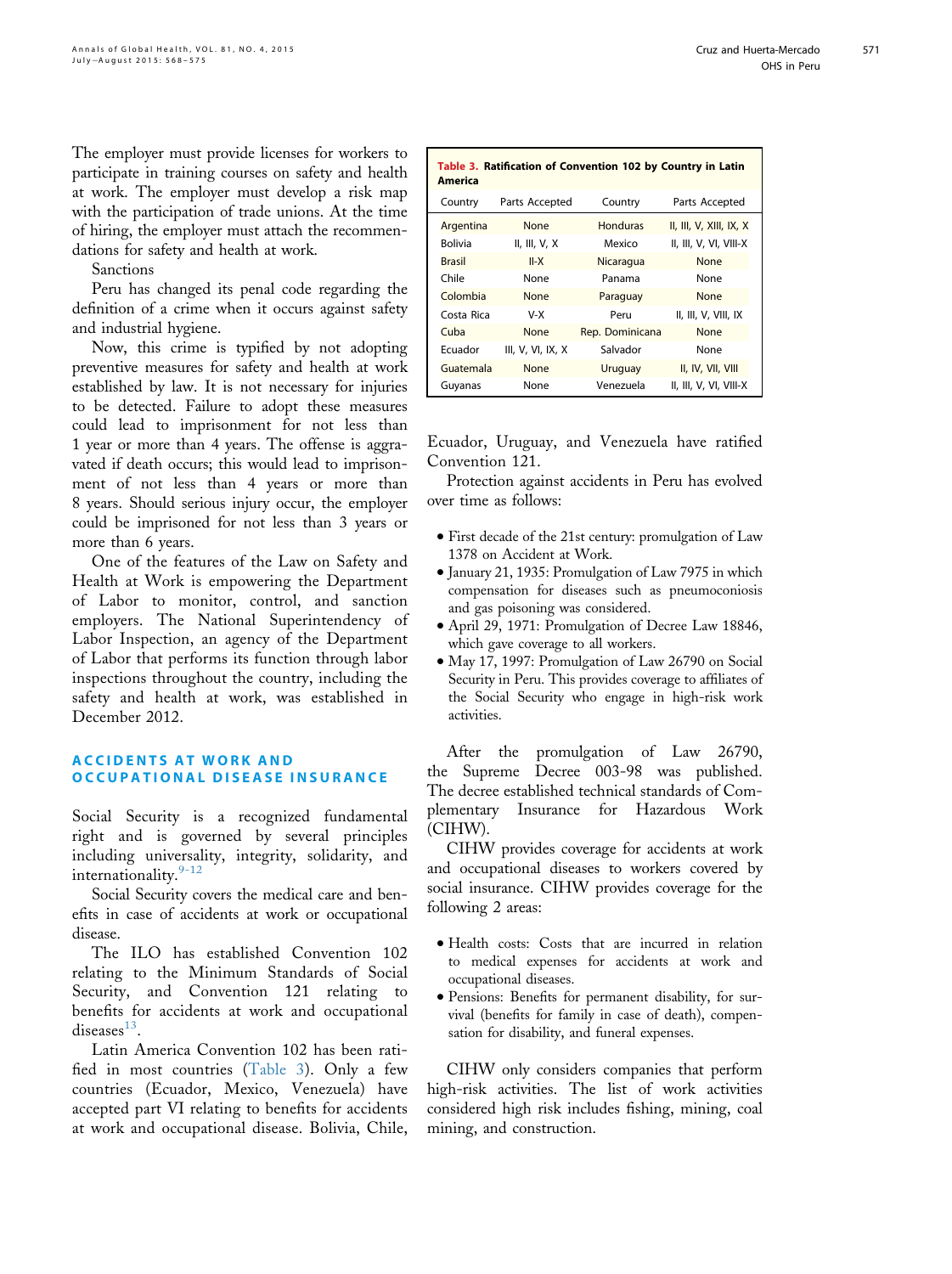The employer must provide licenses for workers to participate in training courses on safety and health at work. The employer must develop a risk map with the participation of trade unions. At the time of hiring, the employer must attach the recommendations for safety and health at work.

Sanctions

Peru has changed its penal code regarding the definition of a crime when it occurs against safety and industrial hygiene.

Now, this crime is typified by not adopting preventive measures for safety and health at work established by law. It is not necessary for injuries to be detected. Failure to adopt these measures could lead to imprisonment for not less than 1 year or more than 4 years. The offense is aggravated if death occurs; this would lead to imprisonment of not less than 4 years or more than 8 years. Should serious injury occur, the employer could be imprisoned for not less than 3 years or more than 6 years.

One of the features of the Law on Safety and Health at Work is empowering the Department of Labor to monitor, control, and sanction employers. The National Superintendency of Labor Inspection, an agency of the Department of Labor that performs its function through labor inspections throughout the country, including the safety and health at work, was established in December 2012.

## ACCIDENTS AT WORK AND OCCUPATIONAL DISEASE INSURANCE

Social Security is a recognized fundamental right and is governed by several principles including universality, integrity, solidarity, and internationality.[9-12]

Social Security covers the medical care and benefits in case of accidents at work or occupational disease.

The ILO has established Convention 102 relating to the Minimum Standards of Social Security, and Convention 121 relating to benefits for accidents at work and occupational diseases[13].

Latin America Convention 102 has been ratified in most countries (Table 3). Only a few countries (Ecuador, Mexico, Venezuela) have accepted part VI relating to benefits for accidents at work and occupational disease. Bolivia, Chile, Ecuador, Uruguay, and Venezuela have ratified Convention 121.

**Table 3. Ratification of Convention 102 by Country in Latin America**

| Country | Parts Accepted | Country | Parts Accepted |
|---|---|---|---|
| Argentina | None | Honduras | II, III, V, XIII, IX, X |
| Bolivia | II, III, V, X | Mexico | II, III, V, VI, VIII-X |
| Brasil | II-X | Nicaragua | None |
| Chile | None | Panama | None |
| Colombia | None | Paraguay | None |
| Costa Rica | V-X | Peru | II, III, V, VIII, IX |
| Cuba | None | Rep. Dominicana | None |
| Ecuador | III, V, VI, IX, X | Salvador | None |
| Guatemala | None | Uruguay | II, IV, VII, VIII |
| Guyanas | None | Venezuela | II, III, V, VI, VIII-X |

Protection against accidents in Peru has evolved over time as follows:

- First decade of the 21st century: promulgation of Law 1378 on Accident at Work.
- January 21, 1935: Promulgation of Law 7975 in which compensation for diseases such as pneumoconiosis and gas poisoning was considered.
- April 29, 1971: Promulgation of Decree Law 18846, which gave coverage to all workers.
- May 17, 1997: Promulgation of Law 26790 on Social Security in Peru. This provides coverage to affiliates of the Social Security who engage in high-risk work activities.

After the promulgation of Law 26790, the Supreme Decree 003-98 was published. The decree established technical standards of Complementary Insurance for Hazardous Work (CIHW).

CIHW provides coverage for accidents at work and occupational diseases to workers covered by social insurance. CIHW provides coverage for the following 2 areas:

- Health costs: Costs that are incurred in relation to medical expenses for accidents at work and occupational diseases.
- Pensions: Benefits for permanent disability, for survival (benefits for family in case of death), compensation for disability, and funeral expenses.

CIHW only considers companies that perform high-risk activities. The list of work activities considered high risk includes fishing, mining, coal mining, and construction.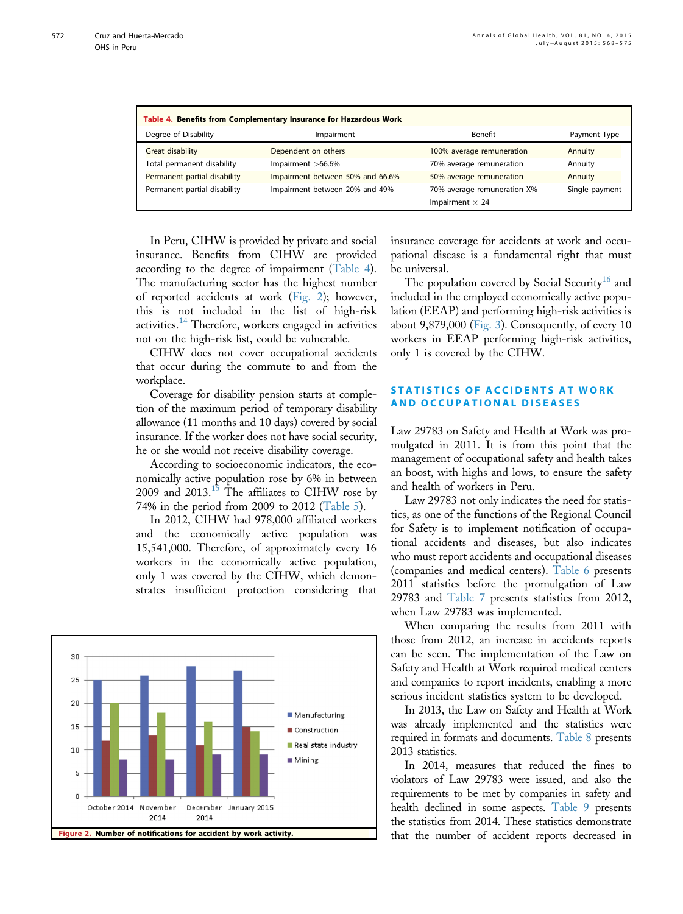**Table 4. Benefits from Complementary Insurance for Hazardous Work**

| Degree of Disability | Impairment | Benefit | Payment Type |
|---|---|---|---|
| Great disability | Dependent on others | 100% average remuneration | Annuity |
| Total permanent disability | Impairment >66.6% | 70% average remuneration | Annuity |
| Permanent partial disability | Impairment between 50% and 66.6% | 50% average remuneration | Annuity |
| Permanent partial disability | Impairment between 20% and 49% | 70% average remuneration X% Impairment × 24 | Single payment |

In Peru, CIHW is provided by private and social insurance. Benefits from CIHW are provided according to the degree of impairment (Table 4). The manufacturing sector has the highest number of reported accidents at work (Fig. 2); however, this is not included in the list of high-risk activities.[14] Therefore, workers engaged in activities not on the high-risk list, could be vulnerable.

CIHW does not cover occupational accidents that occur during the commute to and from the workplace.

Coverage for disability pension starts at completion of the maximum period of temporary disability allowance (11 months and 10 days) covered by social insurance. If the worker does not have social security, he or she would not receive disability coverage.

According to socioeconomic indicators, the economically active population rose by 6% in between 2009 and 2013.[15] The affiliates to CIHW rose by 74% in the period from 2009 to 2012 (Table 5).

In 2012, CIHW had 978,000 affiliated workers and the economically active population was 15,541,000. Therefore, of approximately every 16 workers in the economically active population, only 1 was covered by the CIHW, which demonstrates insufficient protection considering that insurance coverage for accidents at work and occupational disease is a fundamental right that must be universal.

The population covered by Social Security[16] and included in the employed economically active population (EEAP) and performing high-risk activities is about 9,879,000 (Fig. 3). Consequently, of every 10 workers in EEAP performing high-risk activities, only 1 is covered by the CIHW.

| | October 2014 | November 2014 | December 2014 | January 2015 |
|---|---|---|---|---|
| Manufacturing | 25 | 26 | 28 | 27 |
| Construction | 12 | 13 | 11 | 15 |
| Real state industry | 20 | 18 | 16 | 14 |
| Mining | 8 | 8 | 9 | 9 |

**Figure 2.** Number of notifications for accident by work activity.

## STATISTICS OF ACCIDENTS AT WORK AND OCCUPATIONAL DISEASES

Law 29783 on Safety and Health at Work was promulgated in 2011. It is from this point that the management of occupational safety and health takes an boost, with highs and lows, to ensure the safety and health of workers in Peru.

Law 29783 not only indicates the need for statistics, as one of the functions of the Regional Council for Safety is to implement notification of occupational accidents and diseases, but also indicates who must report accidents and occupational diseases (companies and medical centers). Table 6 presents 2011 statistics before the promulgation of Law 29783 and Table 7 presents statistics from 2012, when Law 29783 was implemented.

When comparing the results from 2011 with those from 2012, an increase in accidents reports can be seen. The implementation of the Law on Safety and Health at Work required medical centers and companies to report incidents, enabling a more serious incident statistics system to be developed.

In 2013, the Law on Safety and Health at Work was already implemented and the statistics were required in formats and documents. Table 8 presents 2013 statistics.

In 2014, measures that reduced the fines to violators of Law 29783 were issued, and also the requirements to be met by companies in safety and health declined in some aspects. Table 9 presents the statistics from 2014. These statistics demonstrate that the number of accident reports decreased in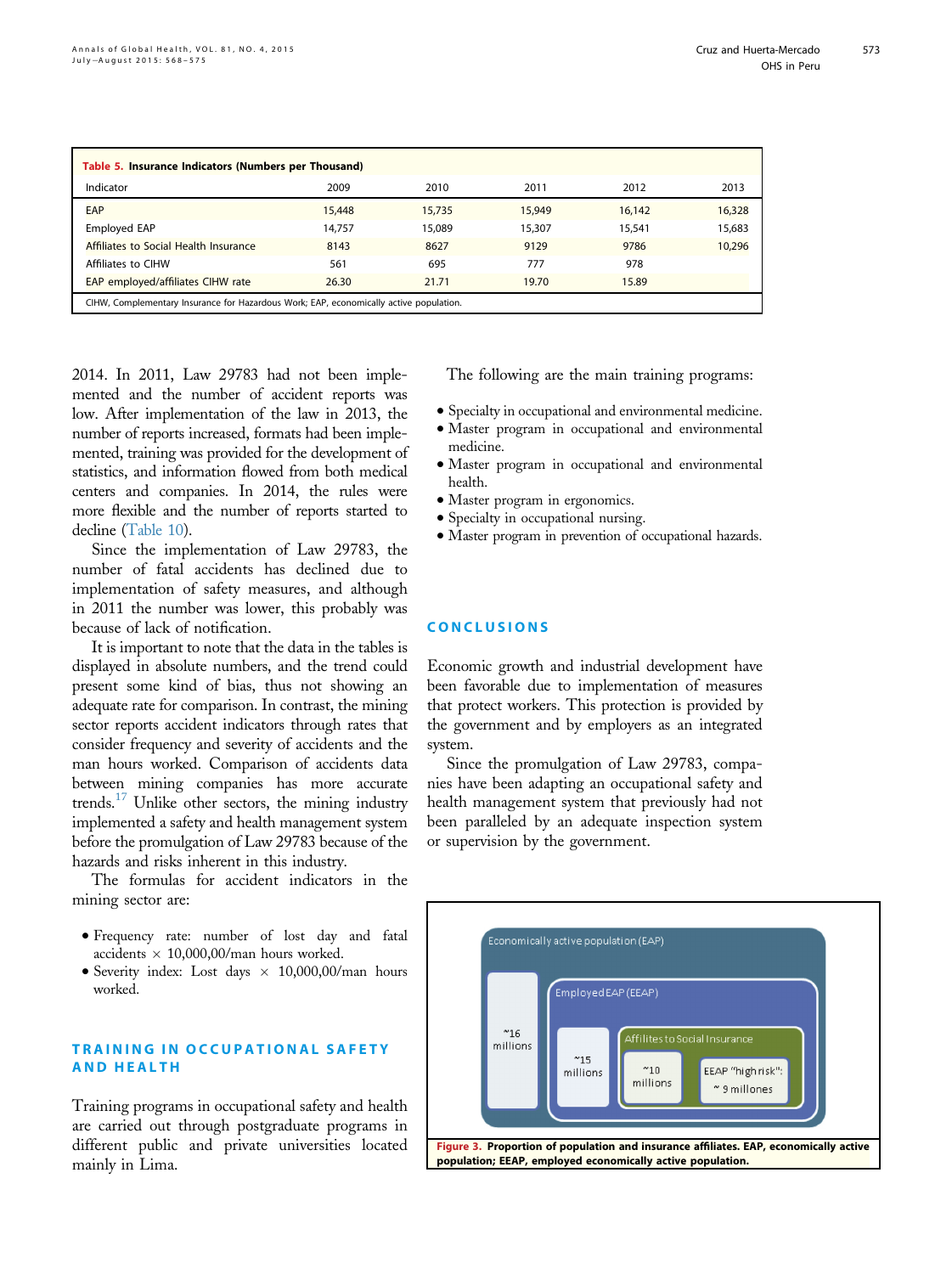**Table 5. Insurance Indicators (Numbers per Thousand)**

| Indicator | 2009 | 2010 | 2011 | 2012 | 2013 |
|---|---|---|---|---|---|
| EAP | 15,448 | 15,735 | 15,949 | 16,142 | 16,328 |
| Employed EAP | 14,757 | 15,089 | 15,307 | 15,541 | 15,683 |
| Affiliates to Social Health Insurance | 8143 | 8627 | 9129 | 9786 | 10,296 |
| Affiliates to CIHW | 561 | 695 | 777 | 978 | |
| EAP employed/affiliates CIHW rate | 26.30 | 21.71 | 19.70 | 15.89 | |

CIHW, Complementary Insurance for Hazardous Work; EAP, economically active population.

2014. In 2011, Law 29783 had not been implemented and the number of accident reports was low. After implementation of the law in 2013, the number of reports increased, formats had been implemented, training was provided for the development of statistics, and information flowed from both medical centers and companies. In 2014, the rules were more flexible and the number of reports started to decline (Table 10).

Since the implementation of Law 29783, the number of fatal accidents has declined due to implementation of safety measures, and although in 2011 the number was lower, this probably was because of lack of notification.

It is important to note that the data in the tables is displayed in absolute numbers, and the trend could present some kind of bias, thus not showing an adequate rate for comparison. In contrast, the mining sector reports accident indicators through rates that consider frequency and severity of accidents and the man hours worked. Comparison of accidents data between mining companies has more accurate trends.[17] Unlike other sectors, the mining industry implemented a safety and health management system before the promulgation of Law 29783 because of the hazards and risks inherent in this industry.

The formulas for accident indicators in the mining sector are:

- Frequency rate: number of lost day and fatal accidents × 10,000,00/man hours worked.
- Severity index: Lost days × 10,000,00/man hours worked.

## TRAINING IN OCCUPATIONAL SAFETY AND HEALTH

Training programs in occupational safety and health are carried out through postgraduate programs in different public and private universities located mainly in Lima.

The following are the main training programs:

- Specialty in occupational and environmental medicine.
- Master program in occupational and environmental medicine.
- Master program in occupational and environmental health.
- Master program in ergonomics.
- Specialty in occupational nursing.
- Master program in prevention of occupational hazards.

## CONCLUSIONS

Economic growth and industrial development have been favorable due to implementation of measures that protect workers. This protection is provided by the government and by employers as an integrated system.

Since the promulgation of Law 29783, companies have been adapting an occupational safety and health management system that previously had not been paralleled by an adequate inspection system or supervision by the government.

Economically active population (EAP)

~16 millions

Employed EAP (EEAP)

~15 millions

Affilites to Social Insurance

~10 millions

EEAP "high risk": ~ 9 millones

**Figure 3.** Proportion of population and insurance affiliates. EAP, economically active population; EEAP, employed economically active population.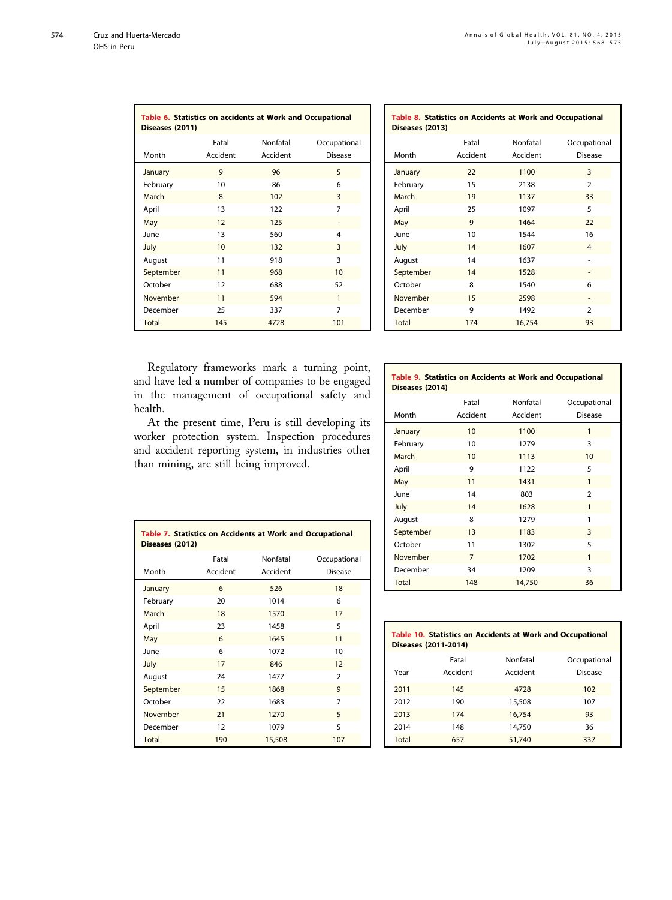**Table 6. Statistics on accidents at Work and Occupational Diseases (2011)**

| Month | Fatal Accident | Nonfatal Accident | Occupational Disease |
|---|---|---|---|
| January | 9 | 96 | 5 |
| February | 10 | 86 | 6 |
| March | 8 | 102 | 3 |
| April | 13 | 122 | 7 |
| May | 12 | 125 | - |
| June | 13 | 560 | 4 |
| July | 10 | 132 | 3 |
| August | 11 | 918 | 3 |
| September | 11 | 968 | 10 |
| October | 12 | 688 | 52 |
| November | 11 | 594 | 1 |
| December | 25 | 337 | 7 |
| Total | 145 | 4728 | 101 |

**Table 8. Statistics on Accidents at Work and Occupational Diseases (2013)**

| Month | Fatal Accident | Nonfatal Accident | Occupational Disease |
|---|---|---|---|
| January | 22 | 1100 | 3 |
| February | 15 | 2138 | 2 |
| March | 19 | 1137 | 33 |
| April | 25 | 1097 | 5 |
| May | 9 | 1464 | 22 |
| June | 10 | 1544 | 16 |
| July | 14 | 1607 | 4 |
| August | 14 | 1637 | - |
| September | 14 | 1528 | - |
| October | 8 | 1540 | 6 |
| November | 15 | 2598 | - |
| December | 9 | 1492 | 2 |
| Total | 174 | 16,754 | 93 |

Regulatory frameworks mark a turning point, and have led a number of companies to be engaged in the management of occupational safety and health.

At the present time, Peru is still developing its worker protection system. Inspection procedures and accident reporting system, in industries other than mining, are still being improved.

**Table 7. Statistics on Accidents at Work and Occupational Diseases (2012)**

| Month | Fatal Accident | Nonfatal Accident | Occupational Disease |
|---|---|---|---|
| January | 6 | 526 | 18 |
| February | 20 | 1014 | 6 |
| March | 18 | 1570 | 17 |
| April | 23 | 1458 | 5 |
| May | 6 | 1645 | 11 |
| June | 6 | 1072 | 10 |
| July | 17 | 846 | 12 |
| August | 24 | 1477 | 2 |
| September | 15 | 1868 | 9 |
| October | 22 | 1683 | 7 |
| November | 21 | 1270 | 5 |
| December | 12 | 1079 | 5 |
| Total | 190 | 15,508 | 107 |

**Table 9. Statistics on Accidents at Work and Occupational Diseases (2014)**

| Month | Fatal Accident | Nonfatal Accident | Occupational Disease |
|---|---|---|---|
| January | 10 | 1100 | 1 |
| February | 10 | 1279 | 3 |
| March | 10 | 1113 | 10 |
| April | 9 | 1122 | 5 |
| May | 11 | 1431 | 1 |
| June | 14 | 803 | 2 |
| July | 14 | 1628 | 1 |
| August | 8 | 1279 | 1 |
| September | 13 | 1183 | 3 |
| October | 11 | 1302 | 5 |
| November | 7 | 1702 | 1 |
| December | 34 | 1209 | 3 |
| Total | 148 | 14,750 | 36 |

**Table 10. Statistics on Accidents at Work and Occupational Diseases (2011-2014)**

| Year | Fatal Accident | Nonfatal Accident | Occupational Disease |
|---|---|---|---|
| 2011 | 145 | 4728 | 102 |
| 2012 | 190 | 15,508 | 107 |
| 2013 | 174 | 16,754 | 93 |
| 2014 | 148 | 14,750 | 36 |
| Total | 657 | 51,740 | 337 |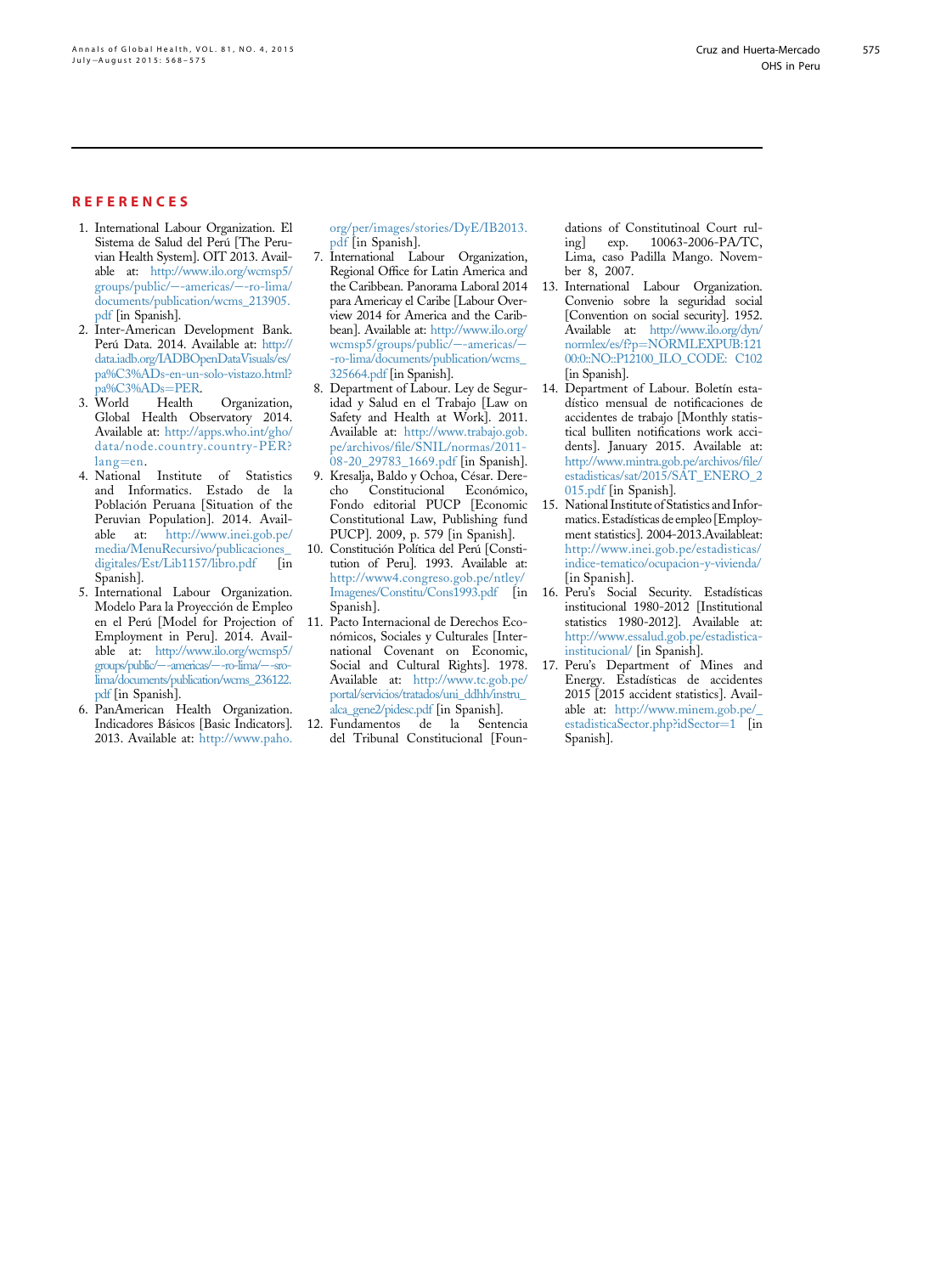## REFERENCES

1. International Labour Organization. El Sistema de Salud del Perú [The Peruvian Health System]. OIT 2013. Available at: http://www.ilo.org/wcmsp5/groups/public/—-americas/—-ro-lima/documents/publication/wcms_213905.pdf [in Spanish].
2. Inter-American Development Bank. Perú Data. 2014. Available at: http://data.iadb.org/IADBOpenDataVisuals/es/pa%C3%ADs-en-un-solo-vistazo.html?pa%C3%ADs=PER.
3. World Health Organization, Global Health Observatory 2014. Available at: http://apps.who.int/gho/data/node.country.country-PER?lang=en.
4. National Institute of Statistics and Informatics. Estado de la Población Peruana [Situation of the Peruvian Population]. 2014. Available at: http://www.inei.gob.pe/media/MenuRecursivo/publicaciones_digitales/Est/Lib1157/libro.pdf [in Spanish].
5. International Labour Organization. Modelo Para la Proyección de Empleo en el Perú [Model for Projection of Employment in Peru]. 2014. Available at: http://www.ilo.org/wcmsp5/groups/public/—-americas/—-ro-lima/—-sro-lima/documents/publication/wcms_236122.pdf [in Spanish].
6. PanAmerican Health Organization. Indicadores Básicos [Basic Indicators]. 2013. Available at: http://www.paho.org/per/images/stories/DyE/IB2013.pdf [in Spanish].
7. International Labour Organization, Regional Office for Latin America and the Caribbean. Panorama Laboral 2014 para Americay el Caribe [Labour Overview 2014 for America and the Caribbean]. Available at: http://www.ilo.org/wcmsp5/groups/public/—-americas/—-ro-lima/documents/publication/wcms_325664.pdf [in Spanish].
8. Department of Labour. Ley de Seguridad y Salud en el Trabajo [Law on Safety and Health at Work]. 2011. Available at: http://www.trabajo.gob.pe/archivos/file/SNIL/normas/2011-08-20_29783_1669.pdf [in Spanish].
9. Kresalja, Baldo y Ochoa, César. Derecho Constitucional Económico, Fondo editorial PUCP [Economic Constitutional Law, Publishing fund PUCP]. 2009, p. 579 [in Spanish].
10. Constitución Política del Perú [Constitution of Peru]. 1993. Available at: http://www4.congreso.gob.pe/ntley/Imagenes/Constitu/Cons1993.pdf [in Spanish].
11. Pacto Internacional de Derechos Económicos, Sociales y Culturales [International Covenant on Economic, Social and Cultural Rights]. 1978. Available at: http://www.tc.gob.pe/portal/servicios/tratados/uni_ddhh/instru_alca_gene2/pidesc.pdf [in Spanish].
12. Fundamentos de la Sentencia del Tribunal Constitucional [Foundations of Constitutinoal Court ruling] exp. 10063-2006-PA/TC, Lima, caso Padilla Mango. November 8, 2007.
13. International Labour Organization. Convenio sobre la seguridad social [Convention on social security]. 1952. Available at: http://www.ilo.org/dyn/normlex/es/f?p=NORMLEXPUB:12100:0::NO::P12100_ILO_CODE: C102 [in Spanish].
14. Department of Labour. Boletín estadístico mensual de notificaciones de accidentes de trabajo [Monthly statistical bulliten notifications work accidents]. January 2015. Available at: http://www.mintra.gob.pe/archivos/file/estadisticas/sat/2015/SAT_ENERO_2015.pdf [in Spanish].
15. National Institute of Statistics and Informatics. Estadísticas de empleo [Employment statistics]. 2004-2013.Availableat: http://www.inei.gob.pe/estadisticas/indice-tematico/ocupacion-y-vivienda/ [in Spanish].
16. Peru's Social Security. Estadísticas institucional 1980-2012 [Institutional statistics 1980-2012]. Available at: http://www.essalud.gob.pe/estadistica-institucional/ [in Spanish].
17. Peru's Department of Mines and Energy. Estadísticas de accidentes 2015 [2015 accident statistics]. Available at: http://www.minem.gob.pe/_estadisticaSector.php?idSector=1 [in Spanish].